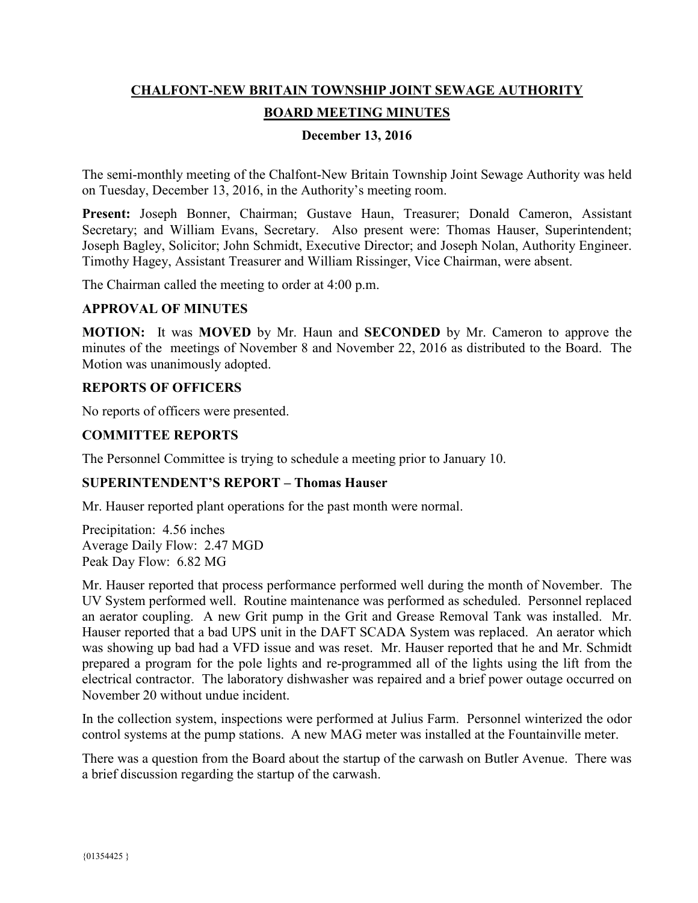# CHALFONT-NEW BRITAIN TOWNSHIP JOINT SEWAGE AUTHORITY

## BOARD MEETING MINUTES

### December 13, 2016

The semi-monthly meeting of the Chalfont-New Britain Township Joint Sewage Authority was held on Tuesday, December 13, 2016, in the Authority's meeting room.

**Present:** Joseph Bonner, Chairman; Gustave Haun, Treasurer; Donald Cameron, Assistant Secretary; and William Evans, Secretary. Also present were: Thomas Hauser, Superintendent; Joseph Bagley, Solicitor; John Schmidt, Executive Director; and Joseph Nolan, Authority Engineer. Timothy Hagey, Assistant Treasurer and William Rissinger, Vice Chairman, were absent.

The Chairman called the meeting to order at 4:00 p.m.

### APPROVAL OF MINUTES

**MOTION:** It was **MOVED** by Mr. Haun and **SECONDED** by Mr. Cameron to approve the minutes of the meetings of November 8 and November 22, 2016 as distributed to the Board. The Motion was unanimously adopted.

### REPORTS OF OFFICERS

No reports of officers were presented.

### COMMITTEE REPORTS

The Personnel Committee is trying to schedule a meeting prior to January 10.

### SUPERINTENDENT'S REPORT – Thomas Hauser

Mr. Hauser reported plant operations for the past month were normal.

Precipitation: 4.56 inches
Average Daily Flow: 2.47 MGD
Peak Day Flow: 6.82 MG

Mr. Hauser reported that process performance performed well during the month of November. The UV System performed well. Routine maintenance was performed as scheduled. Personnel replaced an aerator coupling. A new Grit pump in the Grit and Grease Removal Tank was installed. Mr. Hauser reported that a bad UPS unit in the DAFT SCADA System was replaced. An aerator which was showing up bad had a VFD issue and was reset. Mr. Hauser reported that he and Mr. Schmidt prepared a program for the pole lights and re-programmed all of the lights using the lift from the electrical contractor. The laboratory dishwasher was repaired and a brief power outage occurred on November 20 without undue incident.

In the collection system, inspections were performed at Julius Farm. Personnel winterized the odor control systems at the pump stations. A new MAG meter was installed at the Fountainville meter.

There was a question from the Board about the startup of the carwash on Butler Avenue. There was a brief discussion regarding the startup of the carwash.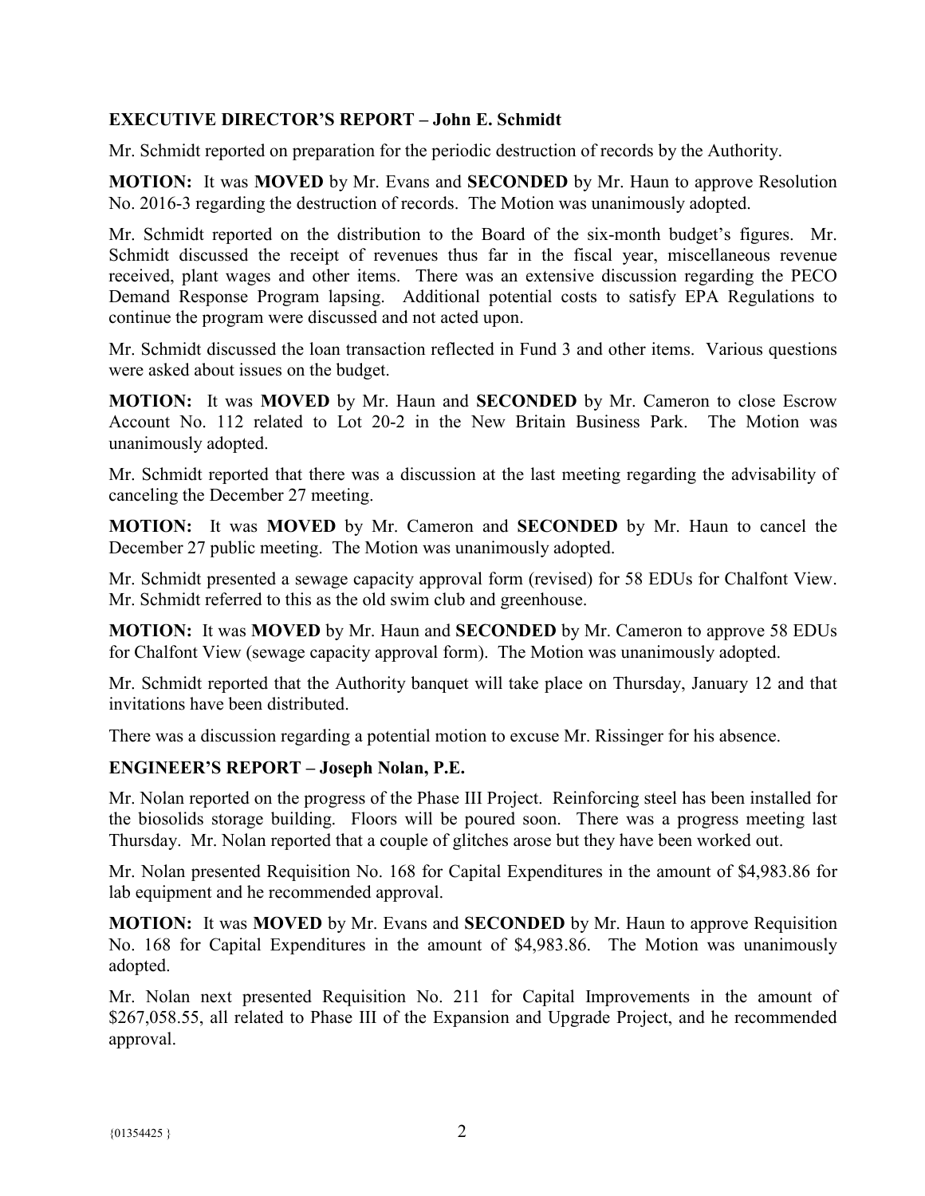**EXECUTIVE DIRECTOR'S REPORT – John E. Schmidt**

Mr. Schmidt reported on preparation for the periodic destruction of records by the Authority.

**MOTION:** It was **MOVED** by Mr. Evans and **SECONDED** by Mr. Haun to approve Resolution No. 2016-3 regarding the destruction of records. The Motion was unanimously adopted.

Mr. Schmidt reported on the distribution to the Board of the six-month budget's figures. Mr. Schmidt discussed the receipt of revenues thus far in the fiscal year, miscellaneous revenue received, plant wages and other items. There was an extensive discussion regarding the PECO Demand Response Program lapsing. Additional potential costs to satisfy EPA Regulations to continue the program were discussed and not acted upon.

Mr. Schmidt discussed the loan transaction reflected in Fund 3 and other items. Various questions were asked about issues on the budget.

**MOTION:** It was **MOVED** by Mr. Haun and **SECONDED** by Mr. Cameron to close Escrow Account No. 112 related to Lot 20-2 in the New Britain Business Park. The Motion was unanimously adopted.

Mr. Schmidt reported that there was a discussion at the last meeting regarding the advisability of canceling the December 27 meeting.

**MOTION:** It was **MOVED** by Mr. Cameron and **SECONDED** by Mr. Haun to cancel the December 27 public meeting. The Motion was unanimously adopted.

Mr. Schmidt presented a sewage capacity approval form (revised) for 58 EDUs for Chalfont View. Mr. Schmidt referred to this as the old swim club and greenhouse.

**MOTION:** It was **MOVED** by Mr. Haun and **SECONDED** by Mr. Cameron to approve 58 EDUs for Chalfont View (sewage capacity approval form). The Motion was unanimously adopted.

Mr. Schmidt reported that the Authority banquet will take place on Thursday, January 12 and that invitations have been distributed.

There was a discussion regarding a potential motion to excuse Mr. Rissinger for his absence.

**ENGINEER'S REPORT – Joseph Nolan, P.E.**

Mr. Nolan reported on the progress of the Phase III Project. Reinforcing steel has been installed for the biosolids storage building. Floors will be poured soon. There was a progress meeting last Thursday. Mr. Nolan reported that a couple of glitches arose but they have been worked out.

Mr. Nolan presented Requisition No. 168 for Capital Expenditures in the amount of $4,983.86 for lab equipment and he recommended approval.

**MOTION:** It was **MOVED** by Mr. Evans and **SECONDED** by Mr. Haun to approve Requisition No. 168 for Capital Expenditures in the amount of $4,983.86. The Motion was unanimously adopted.

Mr. Nolan next presented Requisition No. 211 for Capital Improvements in the amount of $267,058.55, all related to Phase III of the Expansion and Upgrade Project, and he recommended approval.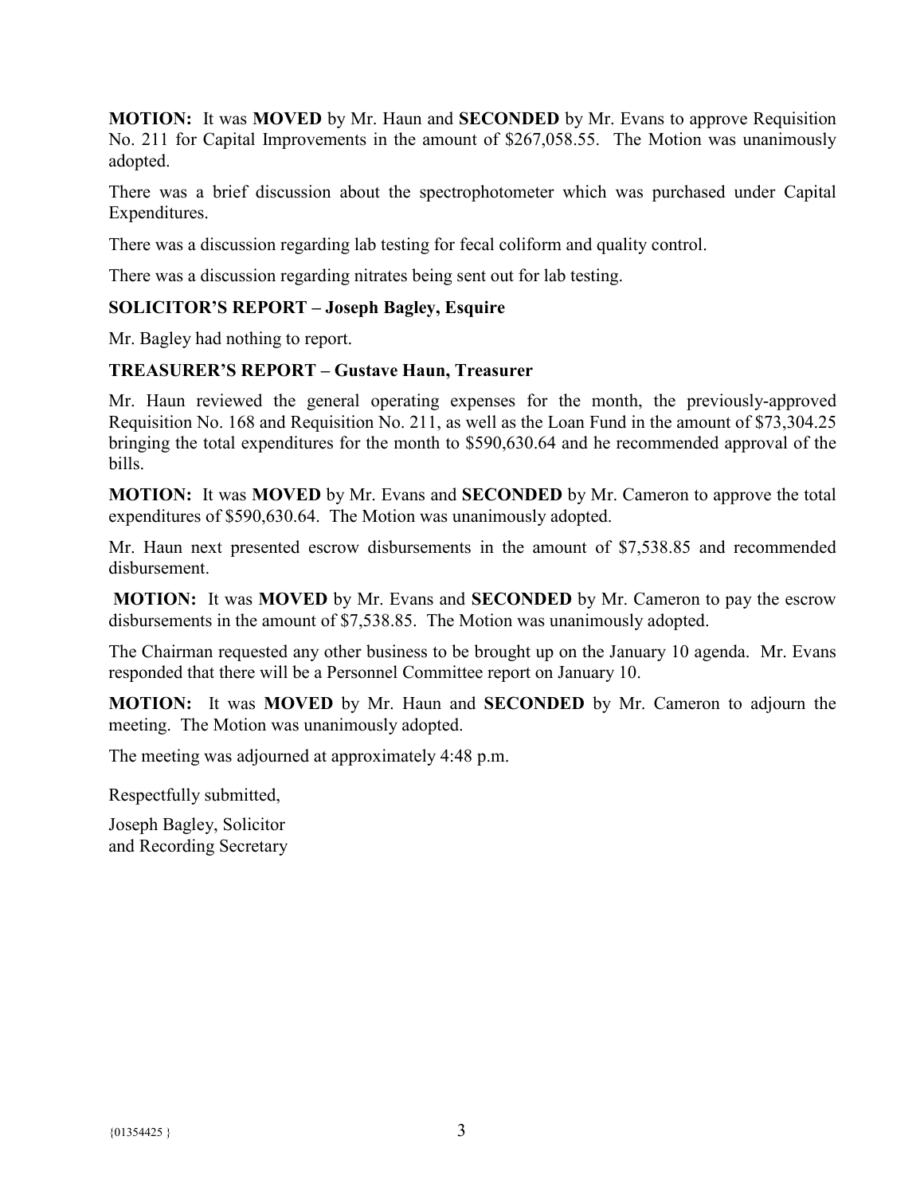**MOTION:** It was **MOVED** by Mr. Haun and **SECONDED** by Mr. Evans to approve Requisition No. 211 for Capital Improvements in the amount of $267,058.55. The Motion was unanimously adopted.

There was a brief discussion about the spectrophotometer which was purchased under Capital Expenditures.

There was a discussion regarding lab testing for fecal coliform and quality control.

There was a discussion regarding nitrates being sent out for lab testing.

**SOLICITOR'S REPORT – Joseph Bagley, Esquire**

Mr. Bagley had nothing to report.

**TREASURER'S REPORT – Gustave Haun, Treasurer**

Mr. Haun reviewed the general operating expenses for the month, the previously-approved Requisition No. 168 and Requisition No. 211, as well as the Loan Fund in the amount of $73,304.25 bringing the total expenditures for the month to $590,630.64 and he recommended approval of the bills.

**MOTION:** It was **MOVED** by Mr. Evans and **SECONDED** by Mr. Cameron to approve the total expenditures of $590,630.64. The Motion was unanimously adopted.

Mr. Haun next presented escrow disbursements in the amount of $7,538.85 and recommended disbursement.

**MOTION:** It was **MOVED** by Mr. Evans and **SECONDED** by Mr. Cameron to pay the escrow disbursements in the amount of $7,538.85. The Motion was unanimously adopted.

The Chairman requested any other business to be brought up on the January 10 agenda. Mr. Evans responded that there will be a Personnel Committee report on January 10.

**MOTION:** It was **MOVED** by Mr. Haun and **SECONDED** by Mr. Cameron to adjourn the meeting. The Motion was unanimously adopted.

The meeting was adjourned at approximately 4:48 p.m.

Respectfully submitted,

Joseph Bagley, Solicitor
and Recording Secretary

{01354425 }